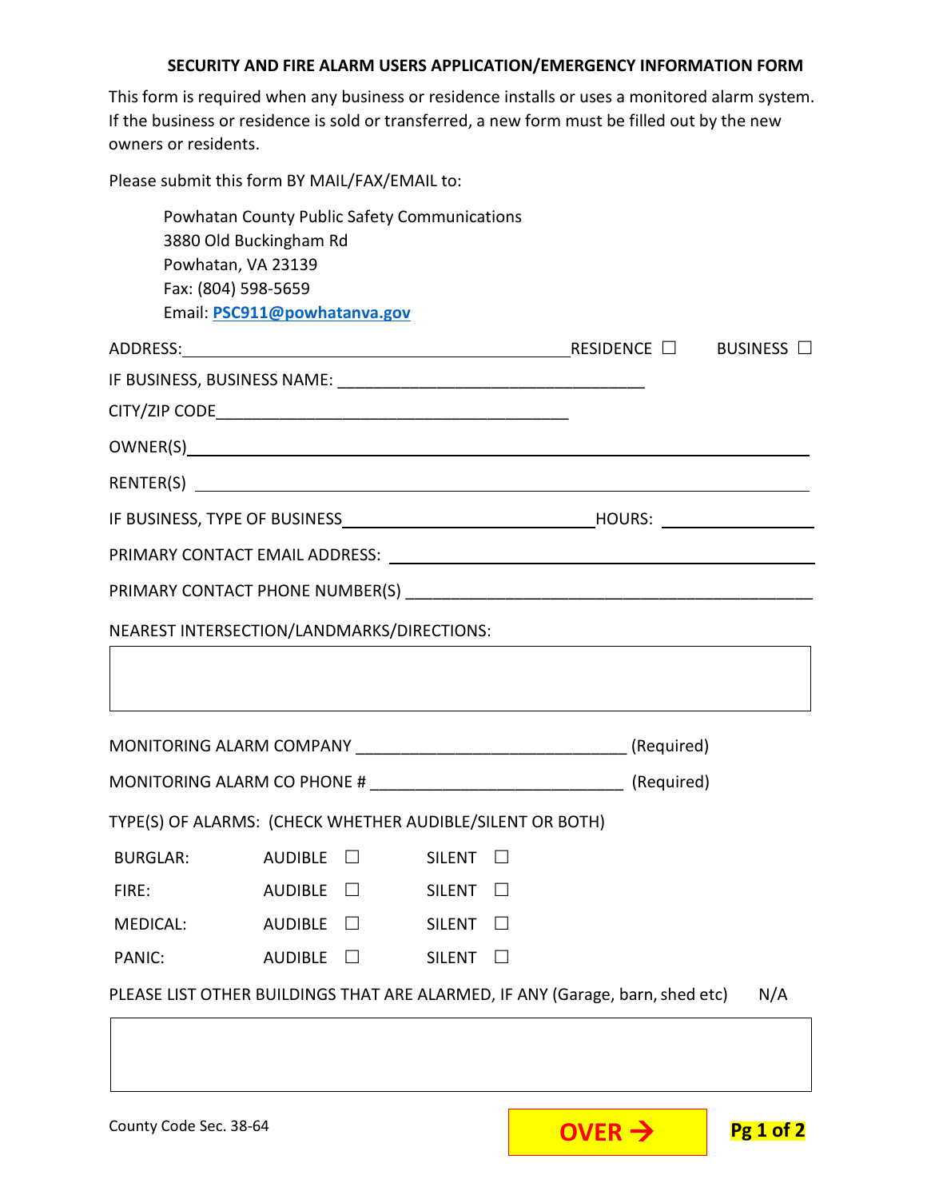## SECURITY AND FIRE ALARM USERS APPLICATION/EMERGENCY INFORMATION FORM

This form is required when any business or residence installs or uses a monitored alarm system. If the business or residence is sold or transferred, a new form must be filled out by the new owners or residents.

Please submit this form BY MAIL/FAX/EMAIL to:

Powhatan County Public Safety Communications
3880 Old Buckingham Rd
Powhatan, VA 23139
Fax: (804) 598-5659
Email: **PSC911@powhatanva.gov**

ADDRESS:\_\_\_\_\_\_\_\_\_\_\_\_\_\_\_\_\_\_\_\_\_\_\_\_\_\_\_\_\_\_\_\_\_\_\_\_\_\_\_\_\_\_\_\_ RESIDENCE ☐ BUSINESS ☐

IF BUSINESS, BUSINESS NAME: \_\_\_\_\_\_\_\_\_\_\_\_\_\_\_\_\_\_\_\_\_\_\_\_\_\_\_\_\_\_\_\_\_\_\_

CITY/ZIP CODE\_\_\_\_\_\_\_\_\_\_\_\_\_\_\_\_\_\_\_\_\_\_\_\_\_\_\_\_\_\_\_\_\_\_\_\_\_\_\_\_

OWNER(S)\_\_\_\_\_\_\_\_\_\_\_\_\_\_\_\_\_\_\_\_\_\_\_\_\_\_\_\_\_\_\_\_\_\_\_\_\_\_\_\_\_\_\_\_\_\_\_\_\_\_\_\_\_\_\_\_\_\_\_\_\_\_\_\_\_\_

RENTER(S) \_\_\_\_\_\_\_\_\_\_\_\_\_\_\_\_\_\_\_\_\_\_\_\_\_\_\_\_\_\_\_\_\_\_\_\_\_\_\_\_\_\_\_\_\_\_\_\_\_\_\_\_\_\_\_\_\_\_\_\_\_\_\_\_\_

IF BUSINESS, TYPE OF BUSINESS\_\_\_\_\_\_\_\_\_\_\_\_\_\_\_\_\_\_\_\_\_\_\_\_\_\_\_\_ HOURS: \_\_\_\_\_\_\_\_\_\_\_\_\_\_\_\_\_

PRIMARY CONTACT EMAIL ADDRESS: \_\_\_\_\_\_\_\_\_\_\_\_\_\_\_\_\_\_\_\_\_\_\_\_\_\_\_\_\_\_\_\_\_\_\_\_\_\_\_\_\_\_\_\_\_\_

PRIMARY CONTACT PHONE NUMBER(S) \_\_\_\_\_\_\_\_\_\_\_\_\_\_\_\_\_\_\_\_\_\_\_\_\_\_\_\_\_\_\_\_\_\_\_\_\_\_\_\_\_\_\_\_\_

NEAREST INTERSECTION/LANDMARKS/DIRECTIONS:

MONITORING ALARM COMPANY \_\_\_\_\_\_\_\_\_\_\_\_\_\_\_\_\_\_\_\_\_\_\_\_\_\_\_\_\_\_ (Required)

MONITORING ALARM CO PHONE # \_\_\_\_\_\_\_\_\_\_\_\_\_\_\_\_\_\_\_\_\_\_\_\_\_\_\_\_ (Required)

TYPE(S) OF ALARMS: (CHECK WHETHER AUDIBLE/SILENT OR BOTH)

| | | |
|---|---|---|
| BURGLAR: | AUDIBLE ☐ | SILENT ☐ |
| FIRE: | AUDIBLE ☐ | SILENT ☐ |
| MEDICAL: | AUDIBLE ☐ | SILENT ☐ |
| PANIC: | AUDIBLE ☐ | SILENT ☐ |

PLEASE LIST OTHER BUILDINGS THAT ARE ALARMED, IF ANY (Garage, barn, shed etc) N/A

County Code Sec. 38-64

**OVER →**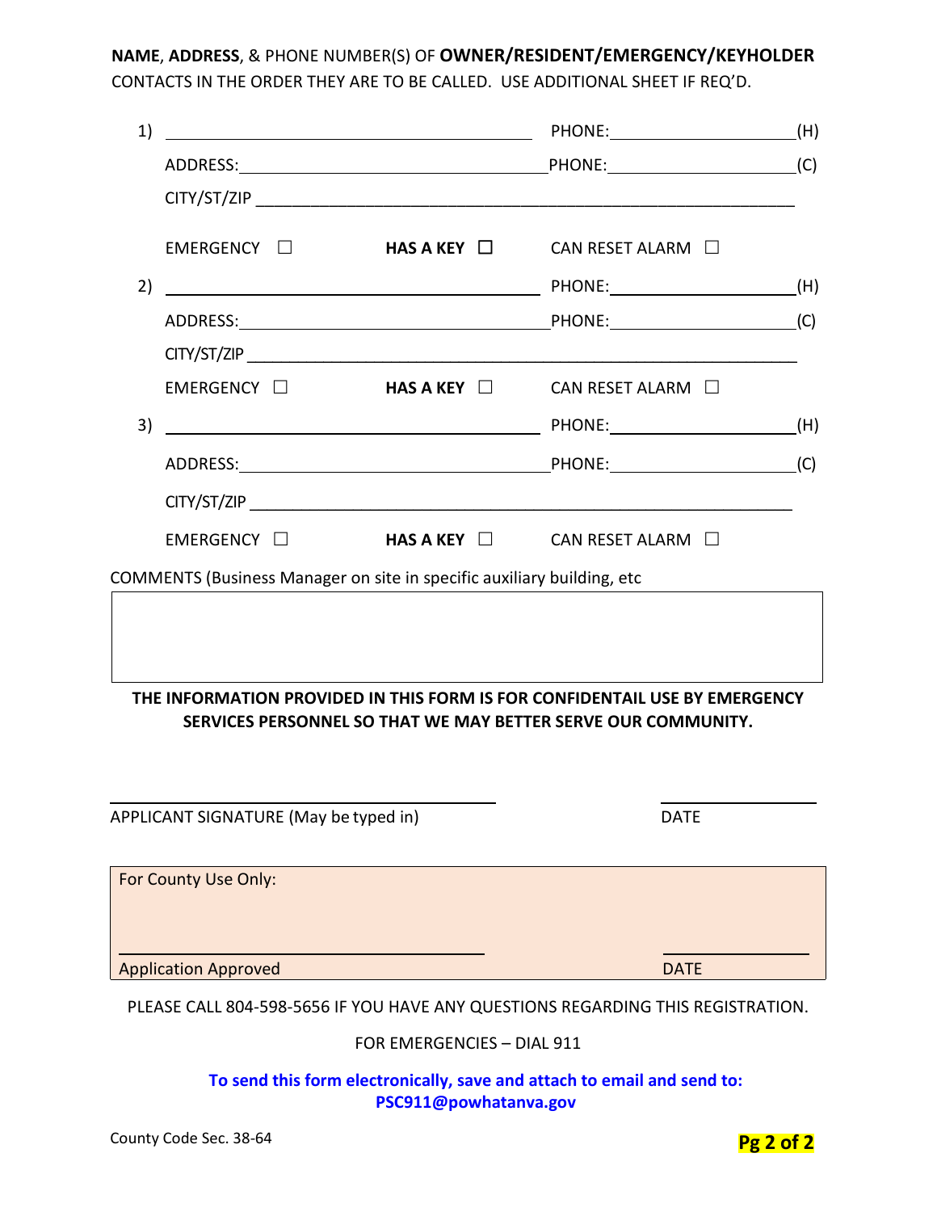**NAME**, **ADDRESS**, & PHONE NUMBER(S) OF **OWNER/RESIDENT/EMERGENCY/KEYHOLDER** CONTACTS IN THE ORDER THEY ARE TO BE CALLED. USE ADDITIONAL SHEET IF REQ'D.

1) ________________________________ PHONE:__________________(H)

ADDRESS:____________________________PHONE:__________________(C)

CITY/ST/ZIP ____________________________________________________

EMERGENCY ☐ **HAS A KEY** ☐ CAN RESET ALARM ☐

2) ________________________________ PHONE:__________________(H)

ADDRESS:____________________________PHONE:__________________(C)

CITY/ST/ZIP ____________________________________________________

EMERGENCY ☐ **HAS A KEY** ☐ CAN RESET ALARM ☐

3) ________________________________ PHONE:__________________(H)

ADDRESS:____________________________PHONE:__________________(C)

CITY/ST/ZIP ____________________________________________________

EMERGENCY ☐ **HAS A KEY** ☐ CAN RESET ALARM ☐

COMMENTS (Business Manager on site in specific auxiliary building, etc

| |
|---|
| |

**THE INFORMATION PROVIDED IN THIS FORM IS FOR CONFIDENTAIL USE BY EMERGENCY SERVICES PERSONNEL SO THAT WE MAY BETTER SERVE OUR COMMUNITY.**

________________________________ ________________

APPLICANT SIGNATURE (May be typed in) DATE

| |
|---|
| For County Use Only: |
| ________________________________ ________________ |
| Application Approved DATE |

PLEASE CALL 804-598-5656 IF YOU HAVE ANY QUESTIONS REGARDING THIS REGISTRATION.

FOR EMERGENCIES – DIAL 911

**To send this form electronically, save and attach to email and send to: PSC911@powhatanva.gov**

County Code Sec. 38-64